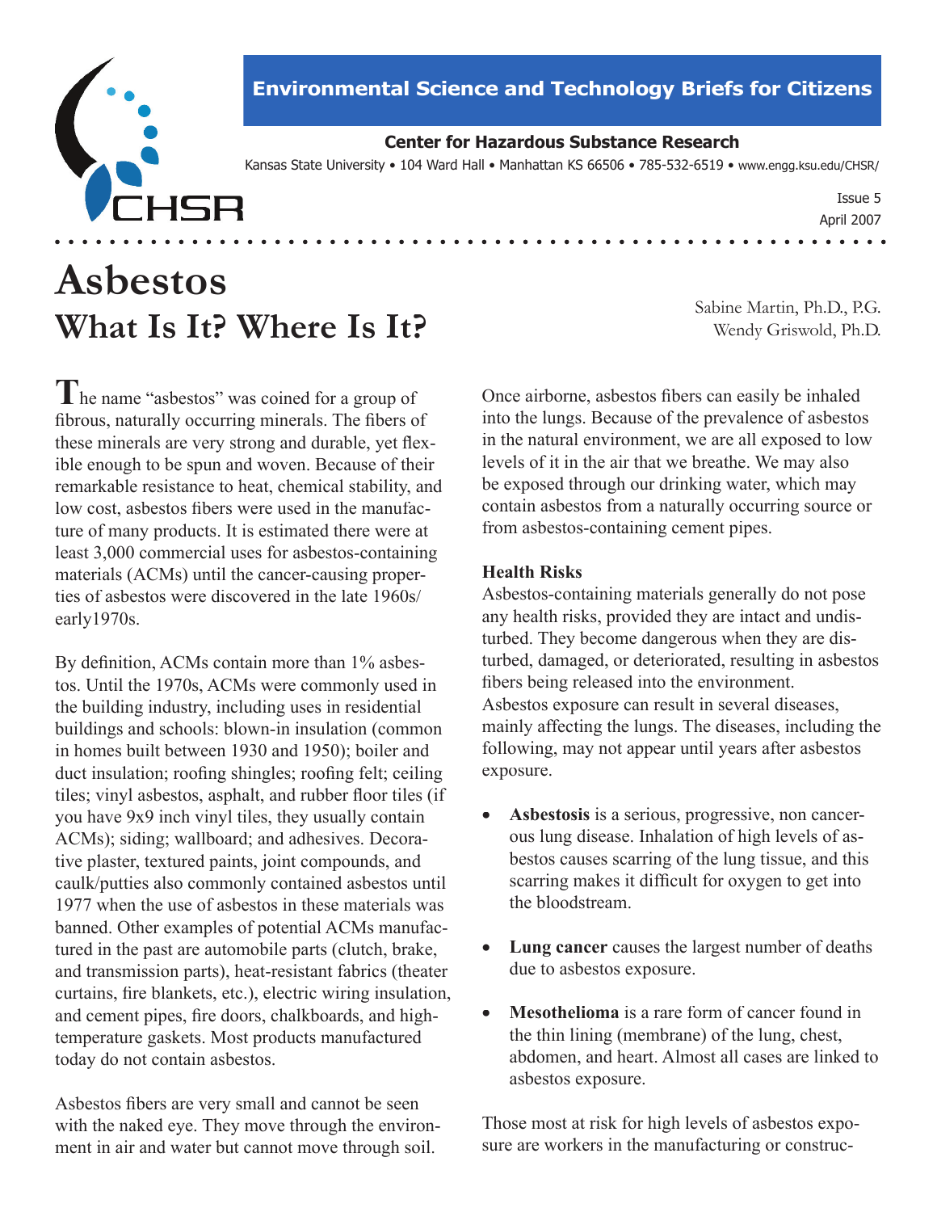**Environmental Science and Technology Briefs for Citizens**

**Center for Hazardous Substance Research**

Kansas State University • 104 Ward Hall • Manhattan KS 66506 • 785-532-6519 • www.engg.ksu.edu/CHSR/

Issue 5
April 2007

# Asbestos
## What Is It? Where Is It?

Sabine Martin, Ph.D., P.G.
Wendy Griswold, Ph.D.

The name "asbestos" was coined for a group of fibrous, naturally occurring minerals. The fibers of these minerals are very strong and durable, yet flexible enough to be spun and woven. Because of their remarkable resistance to heat, chemical stability, and low cost, asbestos fibers were used in the manufacture of many products. It is estimated there were at least 3,000 commercial uses for asbestos-containing materials (ACMs) until the cancer-causing properties of asbestos were discovered in the late 1960s/early1970s.

By definition, ACMs contain more than 1% asbestos. Until the 1970s, ACMs were commonly used in the building industry, including uses in residential buildings and schools: blown-in insulation (common in homes built between 1930 and 1950); boiler and duct insulation; roofing shingles; roofing felt; ceiling tiles; vinyl asbestos, asphalt, and rubber floor tiles (if you have 9x9 inch vinyl tiles, they usually contain ACMs); siding; wallboard; and adhesives. Decorative plaster, textured paints, joint compounds, and caulk/putties also commonly contained asbestos until 1977 when the use of asbestos in these materials was banned. Other examples of potential ACMs manufactured in the past are automobile parts (clutch, brake, and transmission parts), heat-resistant fabrics (theater curtains, fire blankets, etc.), electric wiring insulation, and cement pipes, fire doors, chalkboards, and high-temperature gaskets. Most products manufactured today do not contain asbestos.

Asbestos fibers are very small and cannot be seen with the naked eye. They move through the environment in air and water but cannot move through soil. Once airborne, asbestos fibers can easily be inhaled into the lungs. Because of the prevalence of asbestos in the natural environment, we are all exposed to low levels of it in the air that we breathe. We may also be exposed through our drinking water, which may contain asbestos from a naturally occurring source or from asbestos-containing cement pipes.

**Health Risks**

Asbestos-containing materials generally do not pose any health risks, provided they are intact and undisturbed. They become dangerous when they are disturbed, damaged, or deteriorated, resulting in asbestos fibers being released into the environment. Asbestos exposure can result in several diseases, mainly affecting the lungs. The diseases, including the following, may not appear until years after asbestos exposure.

- **Asbestosis** is a serious, progressive, non cancerous lung disease. Inhalation of high levels of asbestos causes scarring of the lung tissue, and this scarring makes it difficult for oxygen to get into the bloodstream.
- **Lung cancer** causes the largest number of deaths due to asbestos exposure.
- **Mesothelioma** is a rare form of cancer found in the thin lining (membrane) of the lung, chest, abdomen, and heart. Almost all cases are linked to asbestos exposure.

Those most at risk for high levels of asbestos exposure are workers in the manufacturing or construc-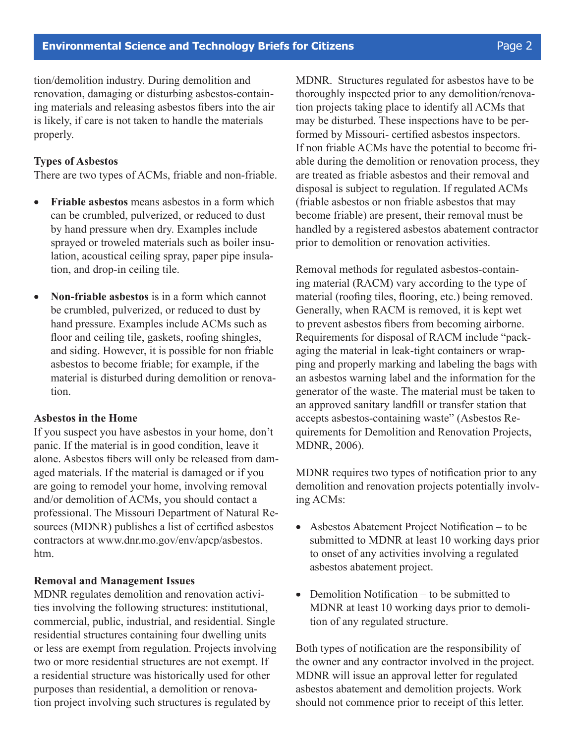tion/demolition industry. During demolition and renovation, damaging or disturbing asbestos-containing materials and releasing asbestos fibers into the air is likely, if care is not taken to handle the materials properly.

**Types of Asbestos**

There are two types of ACMs, friable and non-friable.

- **Friable asbestos** means asbestos in a form which can be crumbled, pulverized, or reduced to dust by hand pressure when dry. Examples include sprayed or troweled materials such as boiler insulation, acoustical ceiling spray, paper pipe insulation, and drop-in ceiling tile.

- **Non-friable asbestos** is in a form which cannot be crumbled, pulverized, or reduced to dust by hand pressure. Examples include ACMs such as floor and ceiling tile, gaskets, roofing shingles, and siding. However, it is possible for non friable asbestos to become friable; for example, if the material is disturbed during demolition or renovation.

**Asbestos in the Home**

If you suspect you have asbestos in your home, don't panic. If the material is in good condition, leave it alone. Asbestos fibers will only be released from damaged materials. If the material is damaged or if you are going to remodel your home, involving removal and/or demolition of ACMs, you should contact a professional. The Missouri Department of Natural Resources (MDNR) publishes a list of certified asbestos contractors at www.dnr.mo.gov/env/apcp/asbestos.htm.

**Removal and Management Issues**

MDNR regulates demolition and renovation activities involving the following structures: institutional, commercial, public, industrial, and residential. Single residential structures containing four dwelling units or less are exempt from regulation. Projects involving two or more residential structures are not exempt. If a residential structure was historically used for other purposes than residential, a demolition or renovation project involving such structures is regulated by MDNR. Structures regulated for asbestos have to be thoroughly inspected prior to any demolition/renovation projects taking place to identify all ACMs that may be disturbed. These inspections have to be performed by Missouri- certified asbestos inspectors. If non friable ACMs have the potential to become friable during the demolition or renovation process, they are treated as friable asbestos and their removal and disposal is subject to regulation. If regulated ACMs (friable asbestos or non friable asbestos that may become friable) are present, their removal must be handled by a registered asbestos abatement contractor prior to demolition or renovation activities.

Removal methods for regulated asbestos-containing material (RACM) vary according to the type of material (roofing tiles, flooring, etc.) being removed. Generally, when RACM is removed, it is kept wet to prevent asbestos fibers from becoming airborne. Requirements for disposal of RACM include "packaging the material in leak-tight containers or wrapping and properly marking and labeling the bags with an asbestos warning label and the information for the generator of the waste. The material must be taken to an approved sanitary landfill or transfer station that accepts asbestos-containing waste" (Asbestos Requirements for Demolition and Renovation Projects, MDNR, 2006).

MDNR requires two types of notification prior to any demolition and renovation projects potentially involving ACMs:

- Asbestos Abatement Project Notification – to be submitted to MDNR at least 10 working days prior to onset of any activities involving a regulated asbestos abatement project.

- Demolition Notification – to be submitted to MDNR at least 10 working days prior to demolition of any regulated structure.

Both types of notification are the responsibility of the owner and any contractor involved in the project. MDNR will issue an approval letter for regulated asbestos abatement and demolition projects. Work should not commence prior to receipt of this letter.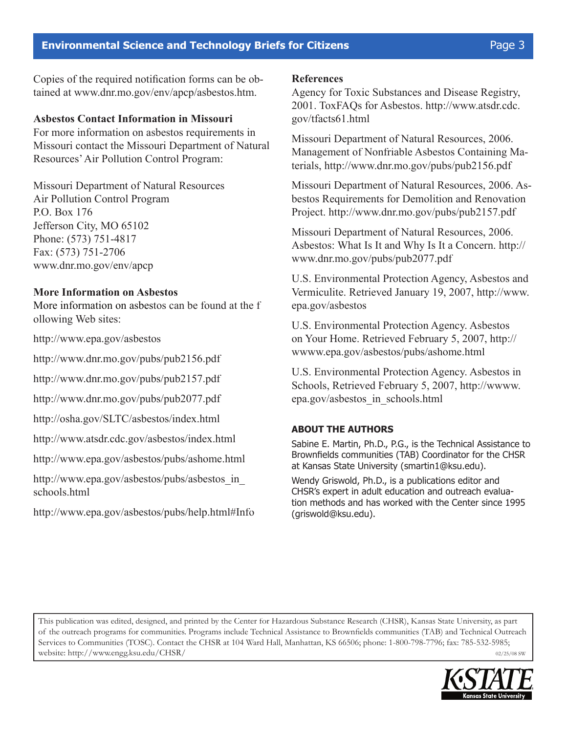Copies of the required notification forms can be obtained at www.dnr.mo.gov/env/apcp/asbestos.htm.

### Asbestos Contact Information in Missouri

For more information on asbestos requirements in Missouri contact the Missouri Department of Natural Resources' Air Pollution Control Program:

Missouri Department of Natural Resources
Air Pollution Control Program
P.O. Box 176
Jefferson City, MO 65102
Phone: (573) 751-4817
Fax: (573) 751-2706
www.dnr.mo.gov/env/apcp

### More Information on Asbestos

More information on asbestos can be found at the following Web sites:

http://www.epa.gov/asbestos

http://www.dnr.mo.gov/pubs/pub2156.pdf

http://www.dnr.mo.gov/pubs/pub2157.pdf

http://www.dnr.mo.gov/pubs/pub2077.pdf

http://osha.gov/SLTC/asbestos/index.html

http://www.atsdr.cdc.gov/asbestos/index.html

http://www.epa.gov/asbestos/pubs/ashome.html

http://www.epa.gov/asbestos/pubs/asbestos_in_schools.html

http://www.epa.gov/asbestos/pubs/help.html#Info

### References

Agency for Toxic Substances and Disease Registry, 2001. ToxFAQs for Asbestos. http://www.atsdr.cdc.gov/tfacts61.html

Missouri Department of Natural Resources, 2006. Management of Nonfriable Asbestos Containing Materials, http://www.dnr.mo.gov/pubs/pub2156.pdf

Missouri Department of Natural Resources, 2006. Asbestos Requirements for Demolition and Renovation Project. http://www.dnr.mo.gov/pubs/pub2157.pdf

Missouri Department of Natural Resources, 2006. Asbestos: What Is It and Why Is It a Concern. http://www.dnr.mo.gov/pubs/pub2077.pdf

U.S. Environmental Protection Agency, Asbestos and Vermiculite. Retrieved January 19, 2007, http://www.epa.gov/asbestos

U.S. Environmental Protection Agency. Asbestos on Your Home. Retrieved February 5, 2007, http://wwww.epa.gov/asbestos/pubs/ashome.html

U.S. Environmental Protection Agency. Asbestos in Schools, Retrieved February 5, 2007, http://wwww.epa.gov/asbestos_in_schools.html

### ABOUT THE AUTHORS

Sabine E. Martin, Ph.D., P.G., is the Technical Assistance to Brownfields communities (TAB) Coordinator for the CHSR at Kansas State University (smartin1@ksu.edu).

Wendy Griswold, Ph.D., is a publications editor and CHSR's expert in adult education and outreach evaluation methods and has worked with the Center since 1995 (griswold@ksu.edu).

This publication was edited, designed, and printed by the Center for Hazardous Substance Research (CHSR), Kansas State University, as part of the outreach programs for communities. Programs include Technical Assistance to Brownfields communities (TAB) and Technical Outreach Services to Communities (TOSC). Contact the CHSR at 104 Ward Hall, Manhattan, KS 66506; phone: 1-800-798-7796; fax: 785-532-5985; website: http://www.engg.ksu.edu/CHSR/ 02/25/08 SW

K-STATE Kansas State University